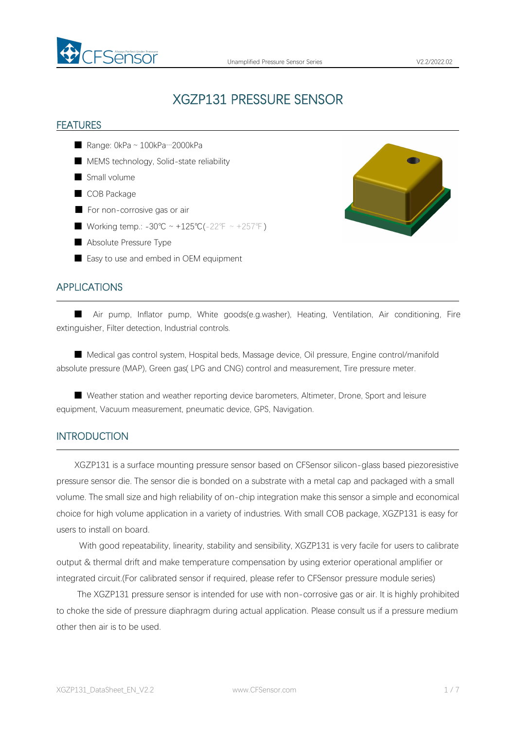# XGZP131 PRESSURE SENSOR

## FEATURES

- Range: 0kPa ~ 100kPa···2000kPa
- MEMS technology, Solid-state reliability
- Small volume
- COB Package
- For non-corrosive gas or air
- Working temp.: -30℃ ~ +125℃(-22℉ ~ +257℉)
- Absolute Pressure Type
- Easy to use and embed in OEM equipment

## APPLICATIONS

- Air pump, Inflator pump, White goods(e.g.washer), Heating, Ventilation, Air conditioning, Fire extinguisher, Filter detection, Industrial controls.

- Medical gas control system, Hospital beds, Massage device, Oil pressure, Engine control/manifold absolute pressure (MAP), Green gas( LPG and CNG) control and measurement, Tire pressure meter.

- Weather station and weather reporting device barometers, Altimeter, Drone, Sport and leisure equipment, Vacuum measurement, pneumatic device, GPS, Navigation.

## INTRODUCTION

XGZP131 is a surface mounting pressure sensor based on CFSensor silicon-glass based piezoresistive pressure sensor die. The sensor die is bonded on a substrate with a metal cap and packaged with a small volume. The small size and high reliability of on-chip integration make this sensor a simple and economical choice for high volume application in a variety of industries. With small COB package, XGZP131 is easy for users to install on board.

With good repeatability, linearity, stability and sensibility, XGZP131 is very facile for users to calibrate output & thermal drift and make temperature compensation by using exterior operational amplifier or integrated circuit.(For calibrated sensor if required, please refer to CFSensor pressure module series)

The XGZP131 pressure sensor is intended for use with non-corrosive gas or air. It is highly prohibited to choke the side of pressure diaphragm during actual application. Please consult us if a pressure medium other then air is to be used.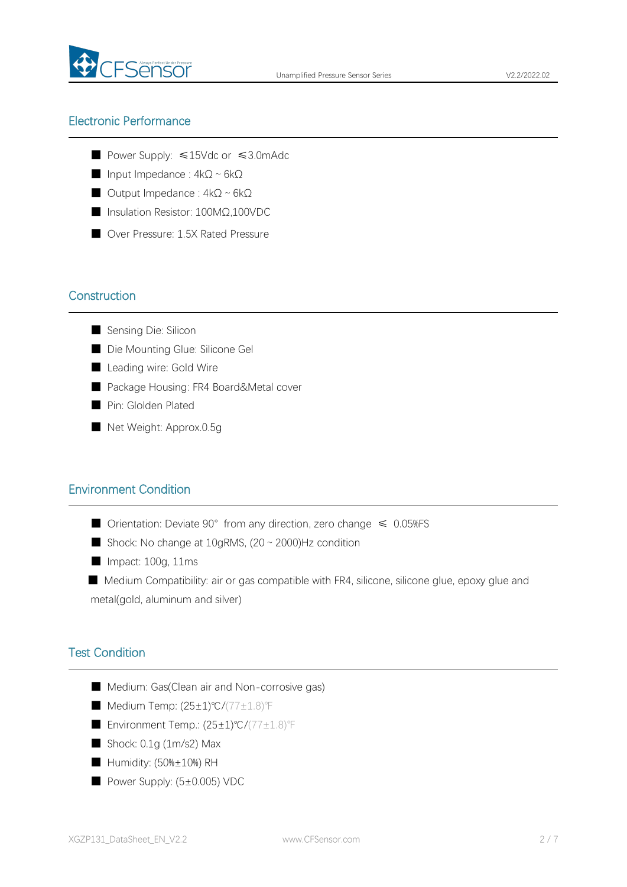## Electronic Performance

- Power Supply: ≤15Vdc or ≤3.0mAdc
- Input Impedance : 4kΩ ~ 6kΩ
- Output Impedance : 4kΩ ~ 6kΩ
- Insulation Resistor: 100MΩ,100VDC
- Over Pressure: 1.5X Rated Pressure

## Construction

- Sensing Die: Silicon
- Die Mounting Glue: Silicone Gel
- Leading wire: Gold Wire
- Package Housing: FR4 Board&Metal cover
- Pin: Glolden Plated
- Net Weight: Approx.0.5g

## Environment Condition

- Orientation: Deviate 90° from any direction, zero change ≤ 0.05%FS
- Shock: No change at 10gRMS, (20 ~ 2000)Hz condition
- Impact: 100g, 11ms
- Medium Compatibility: air or gas compatible with FR4, silicone, silicone glue, epoxy glue and metal(gold, aluminum and silver)

## Test Condition

- Medium: Gas(Clean air and Non-corrosive gas)
- Medium Temp: (25±1)℃/(77±1.8)℉
- Environment Temp.: (25±1)℃/(77±1.8)℉
- Shock: 0.1g (1m/s2) Max
- Humidity: (50%±10%) RH
- Power Supply: (5±0.005) VDC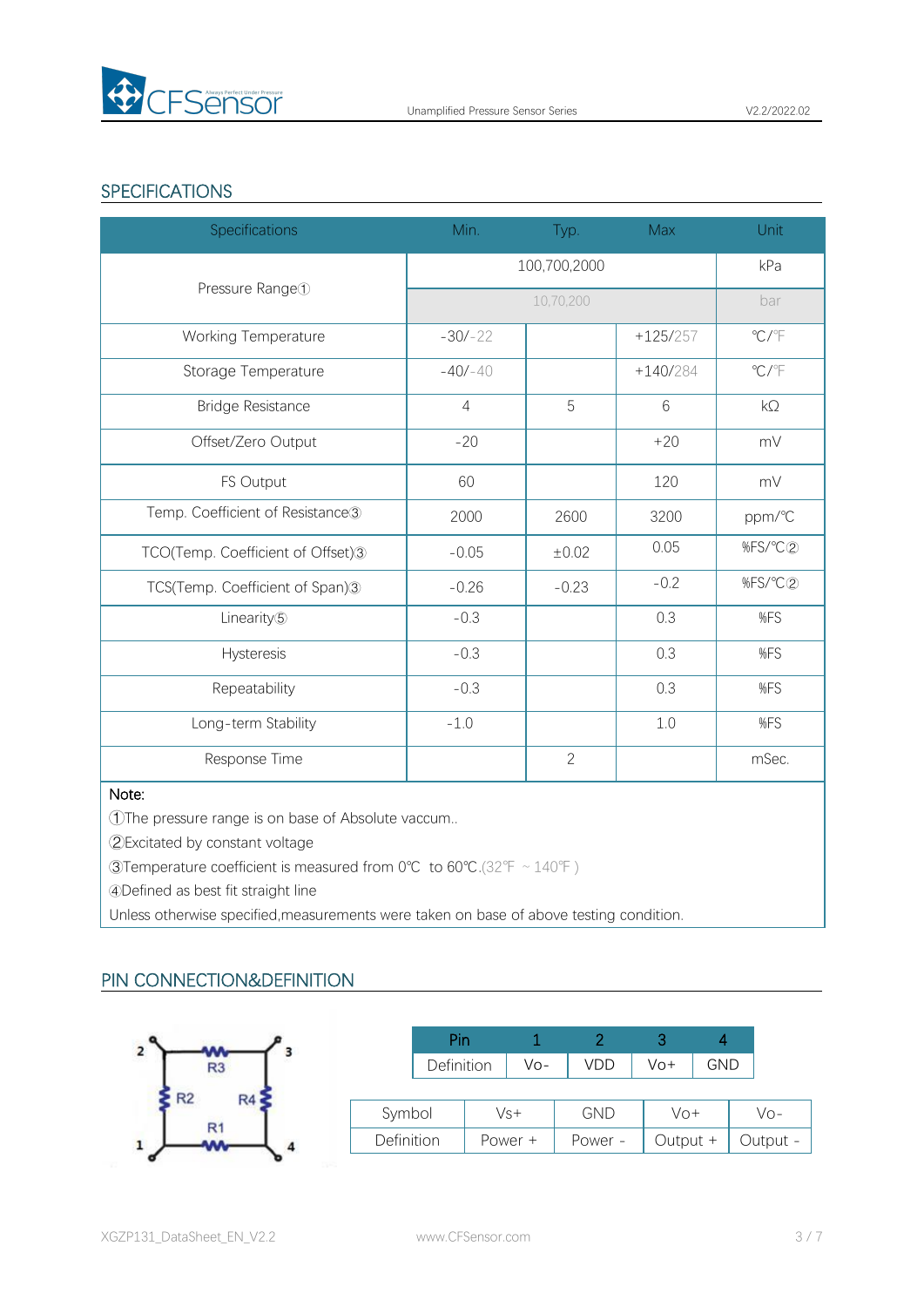## SPECIFICATIONS

| Specifications | Min. | Typ. | Max | Unit |
|---|---|---|---|---|
| Pressure Range① | 100,700,2000 | | | kPa |
| | 10,70,200 | | | bar |
| Working Temperature | -30/-22 | | +125/257 | ℃/℉ |
| Storage Temperature | -40/-40 | | +140/284 | ℃/℉ |
| Bridge Resistance | 4 | 5 | 6 | kΩ |
| Offset/Zero Output | -20 | | +20 | mV |
| FS Output | 60 | | 120 | mV |
| Temp. Coefficient of Resistance③ | 2000 | 2600 | 3200 | ppm/℃ |
| TCO(Temp. Coefficient of Offset)③ | -0.05 | ±0.02 | 0.05 | %FS/℃② |
| TCS(Temp. Coefficient of Span)③ | -0.26 | -0.23 | -0.2 | %FS/℃② |
| Linearity⑤ | -0.3 | | 0.3 | %FS |
| Hysteresis | -0.3 | | 0.3 | %FS |
| Repeatability | -0.3 | | 0.3 | %FS |
| Long-term Stability | -1.0 | | 1.0 | %FS |
| Response Time | | 2 | | mSec. |

Note:

①The pressure range is on base of Absolute vaccum..

②Excitated by constant voltage

③Temperature coefficient is measured from 0℃ to 60℃.(32℉ ~ 140℉ )

④Defined as best fit straight line

Unless otherwise specified,measurements were taken on base of above testing condition.

## PIN CONNECTION&DEFINITION

| Pin | 1 | 2 | 3 | 4 |
|---|---|---|---|---|
| Definition | Vo- | VDD | Vo+ | GND |

| Symbol | Vs+ | GND | Vo+ | Vo- |
|---|---|---|---|---|
| Definition | Power + | Power - | Output + | Output - |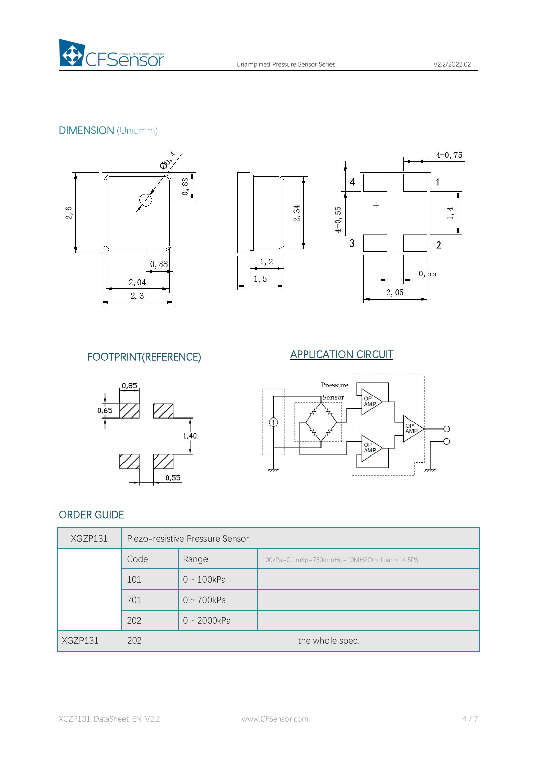## DIMENSION (Unit:mm)

## FOOTPRINT(REFERENCE)

## APPLICATION CIRCUIT

## ORDER GUIDE

| XGZP131 | Piezo-resistive Pressure Sensor | | |
|---|---|---|---|
| | Code | Range | 100kPa=0.1mKp=750mmHg=10MH2O≈1bar≈14.5PSI |
| | 101 | 0 ~ 100kPa | |
| | 701 | 0 ~ 700kPa | |
| | 202 | 0 ~ 2000kPa | |
| XGZP131 | 202 | the whole spec. | |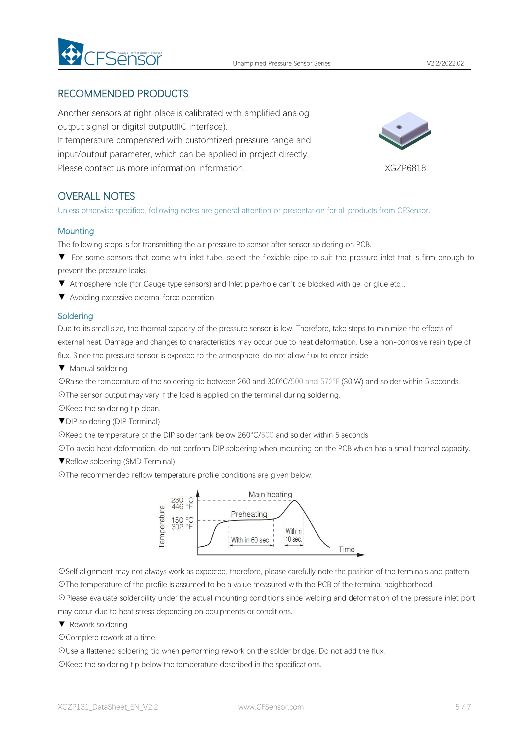## RECOMMENDED PRODUCTS

Another sensors at right place is calibrated with amplified analog output signal or digital output(IIC interface).
It temperature compensted with customtized pressure range and input/output parameter, which can be applied in project directly.
Please contact us more information information.

XGZP6818

## OVERALL NOTES

Unless otherwise specified, following notes are general attention or presentation for all products from CFSensor.

### Mounting

The following steps is for transmitting the air pressure to sensor after sensor soldering on PCB.

▼ For some sensors that come with inlet tube, select the flexiable pipe to suit the pressure inlet that is firm enough to prevent the pressure leaks.

▼ Atmosphere hole (for Gauge type sensors) and Inlet pipe/hole can't be blocked with gel or glue etc,..

▼ Avoiding excessive external force operation

### Soldering

Due to its small size, the thermal capacity of the pressure sensor is low. Therefore, take steps to minimize the effects of external heat. Damage and changes to characteristics may occur due to heat deformation. Use a non-corrosive resin type of flux. Since the pressure sensor is exposed to the atmosphere, do not allow flux to enter inside.

▼ Manual soldering

⊙Raise the temperature of the soldering tip between 260 and 300°C/500 and 572°F (30 W) and solder within 5 seconds.

⊙The sensor output may vary if the load is applied on the terminal during soldering.

⊙Keep the soldering tip clean.

▼DIP soldering (DIP Terminal)

⊙Keep the temperature of the DIP solder tank below 260°C/500 and solder within 5 seconds.

⊙To avoid heat deformation, do not perform DIP soldering when mounting on the PCB which has a small thermal capacity.

▼Reflow soldering (SMD Terminal)

⊙The recommended reflow temperature profile conditions are given below.

Temperature: 230 °C / 446 °F; 150 °C / 302 °F — Preheating: With in 60 sec. — Main heating: With in 10 sec. — Time

⊙Self alignment may not always work as expected, therefore, please carefully note the position of the terminals and pattern.

⊙The temperature of the profile is assumed to be a value measured with the PCB of the terminal neighborhood.

⊙Please evaluate solderbility under the actual mounting conditions since welding and deformation of the pressure inlet port may occur due to heat stress depending on equipments or conditions.

▼ Rework soldering

⊙Complete rework at a time.

⊙Use a flattened soldering tip when performing rework on the solder bridge. Do not add the flux.

⊙Keep the soldering tip below the temperature described in the specifications.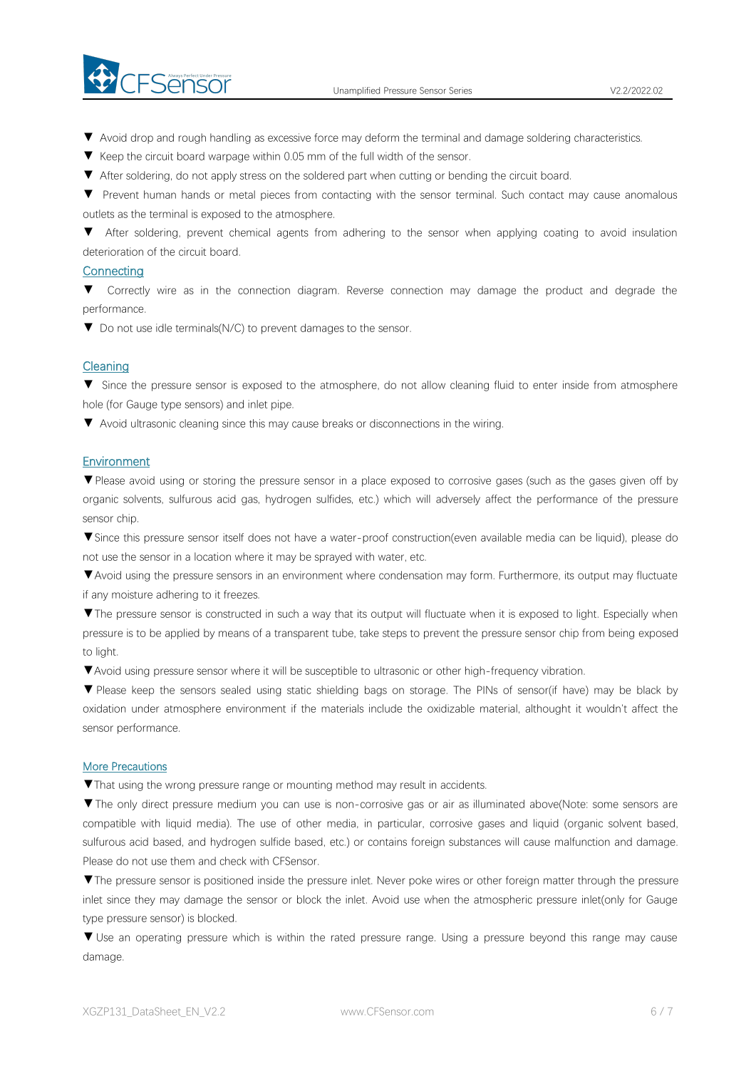▼ Avoid drop and rough handling as excessive force may deform the terminal and damage soldering characteristics.

▼ Keep the circuit board warpage within 0.05 mm of the full width of the sensor.

▼ After soldering, do not apply stress on the soldered part when cutting or bending the circuit board.

▼ Prevent human hands or metal pieces from contacting with the sensor terminal. Such contact may cause anomalous outlets as the terminal is exposed to the atmosphere.

▼ After soldering, prevent chemical agents from adhering to the sensor when applying coating to avoid insulation deterioration of the circuit board.

## Connecting

▼ Correctly wire as in the connection diagram. Reverse connection may damage the product and degrade the performance.

▼ Do not use idle terminals(N/C) to prevent damages to the sensor.

## Cleaning

▼ Since the pressure sensor is exposed to the atmosphere, do not allow cleaning fluid to enter inside from atmosphere hole (for Gauge type sensors) and inlet pipe.

▼ Avoid ultrasonic cleaning since this may cause breaks or disconnections in the wiring.

## Environment

▼Please avoid using or storing the pressure sensor in a place exposed to corrosive gases (such as the gases given off by organic solvents, sulfurous acid gas, hydrogen sulfides, etc.) which will adversely affect the performance of the pressure sensor chip.

▼Since this pressure sensor itself does not have a water-proof construction(even available media can be liquid), please do not use the sensor in a location where it may be sprayed with water, etc.

▼Avoid using the pressure sensors in an environment where condensation may form. Furthermore, its output may fluctuate if any moisture adhering to it freezes.

▼The pressure sensor is constructed in such a way that its output will fluctuate when it is exposed to light. Especially when pressure is to be applied by means of a transparent tube, take steps to prevent the pressure sensor chip from being exposed to light.

▼Avoid using pressure sensor where it will be susceptible to ultrasonic or other high-frequency vibration.

▼ Please keep the sensors sealed using static shielding bags on storage. The PINs of sensor(if have) may be black by oxidation under atmosphere environment if the materials include the oxidizable material, althought it wouldn't affect the sensor performance.

## More Precautions

▼That using the wrong pressure range or mounting method may result in accidents.

▼The only direct pressure medium you can use is non-corrosive gas or air as illuminated above(Note: some sensors are compatible with liquid media). The use of other media, in particular, corrosive gases and liquid (organic solvent based, sulfurous acid based, and hydrogen sulfide based, etc.) or contains foreign substances will cause malfunction and damage. Please do not use them and check with CFSensor.

▼The pressure sensor is positioned inside the pressure inlet. Never poke wires or other foreign matter through the pressure inlet since they may damage the sensor or block the inlet. Avoid use when the atmospheric pressure inlet(only for Gauge type pressure sensor) is blocked.

▼ Use an operating pressure which is within the rated pressure range. Using a pressure beyond this range may cause damage.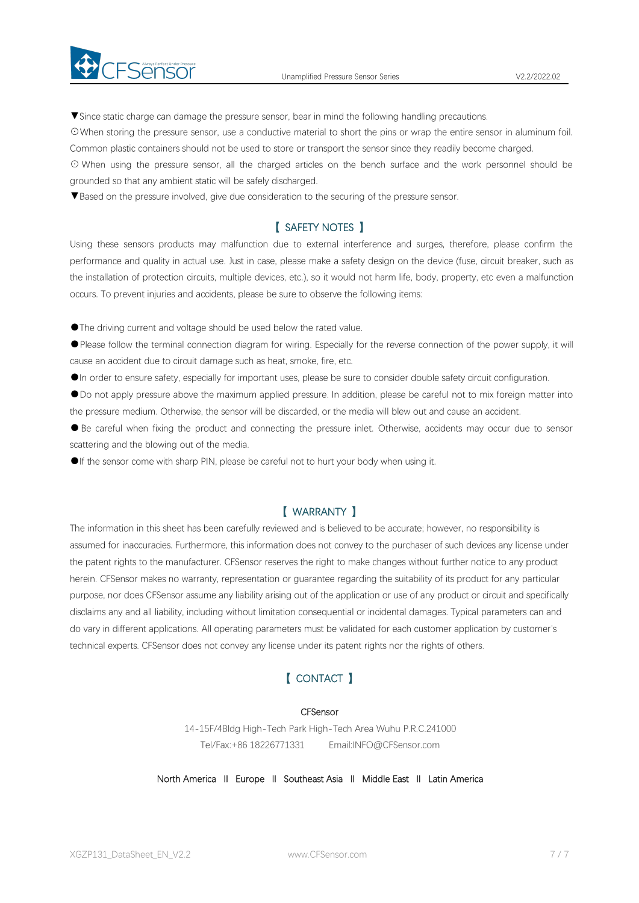▼Since static charge can damage the pressure sensor, bear in mind the following handling precautions.

⊙When storing the pressure sensor, use a conductive material to short the pins or wrap the entire sensor in aluminum foil. Common plastic containers should not be used to store or transport the sensor since they readily become charged.

⊙ When using the pressure sensor, all the charged articles on the bench surface and the work personnel should be grounded so that any ambient static will be safely discharged.

▼Based on the pressure involved, give due consideration to the securing of the pressure sensor.

## 【 SAFETY NOTES 】

Using these sensors products may malfunction due to external interference and surges, therefore, please confirm the performance and quality in actual use. Just in case, please make a safety design on the device (fuse, circuit breaker, such as the installation of protection circuits, multiple devices, etc.), so it would not harm life, body, property, etc even a malfunction occurs. To prevent injuries and accidents, please be sure to observe the following items:

●The driving current and voltage should be used below the rated value.

●Please follow the terminal connection diagram for wiring. Especially for the reverse connection of the power supply, it will cause an accident due to circuit damage such as heat, smoke, fire, etc.

●In order to ensure safety, especially for important uses, please be sure to consider double safety circuit configuration.

●Do not apply pressure above the maximum applied pressure. In addition, please be careful not to mix foreign matter into the pressure medium. Otherwise, the sensor will be discarded, or the media will blew out and cause an accident.

● Be careful when fixing the product and connecting the pressure inlet. Otherwise, accidents may occur due to sensor scattering and the blowing out of the media.

●If the sensor come with sharp PIN, please be careful not to hurt your body when using it.

## 【 WARRANTY 】

The information in this sheet has been carefully reviewed and is believed to be accurate; however, no responsibility is assumed for inaccuracies. Furthermore, this information does not convey to the purchaser of such devices any license under the patent rights to the manufacturer. CFSensor reserves the right to make changes without further notice to any product herein. CFSensor makes no warranty, representation or guarantee regarding the suitability of its product for any particular purpose, nor does CFSensor assume any liability arising out of the application or use of any product or circuit and specifically disclaims any and all liability, including without limitation consequential or incidental damages. Typical parameters can and do vary in different applications. All operating parameters must be validated for each customer application by customer's technical experts. CFSensor does not convey any license under its patent rights nor the rights of others.

## 【 CONTACT 】

CFSensor

14-15F/4Bldg High-Tech Park High-Tech Area Wuhu P.R.C.241000

Tel/Fax:+86 18226771331 Email:INFO@CFSensor.com

North America Ⅱ Europe Ⅱ Southeast Asia Ⅱ Middle East Ⅱ Latin America